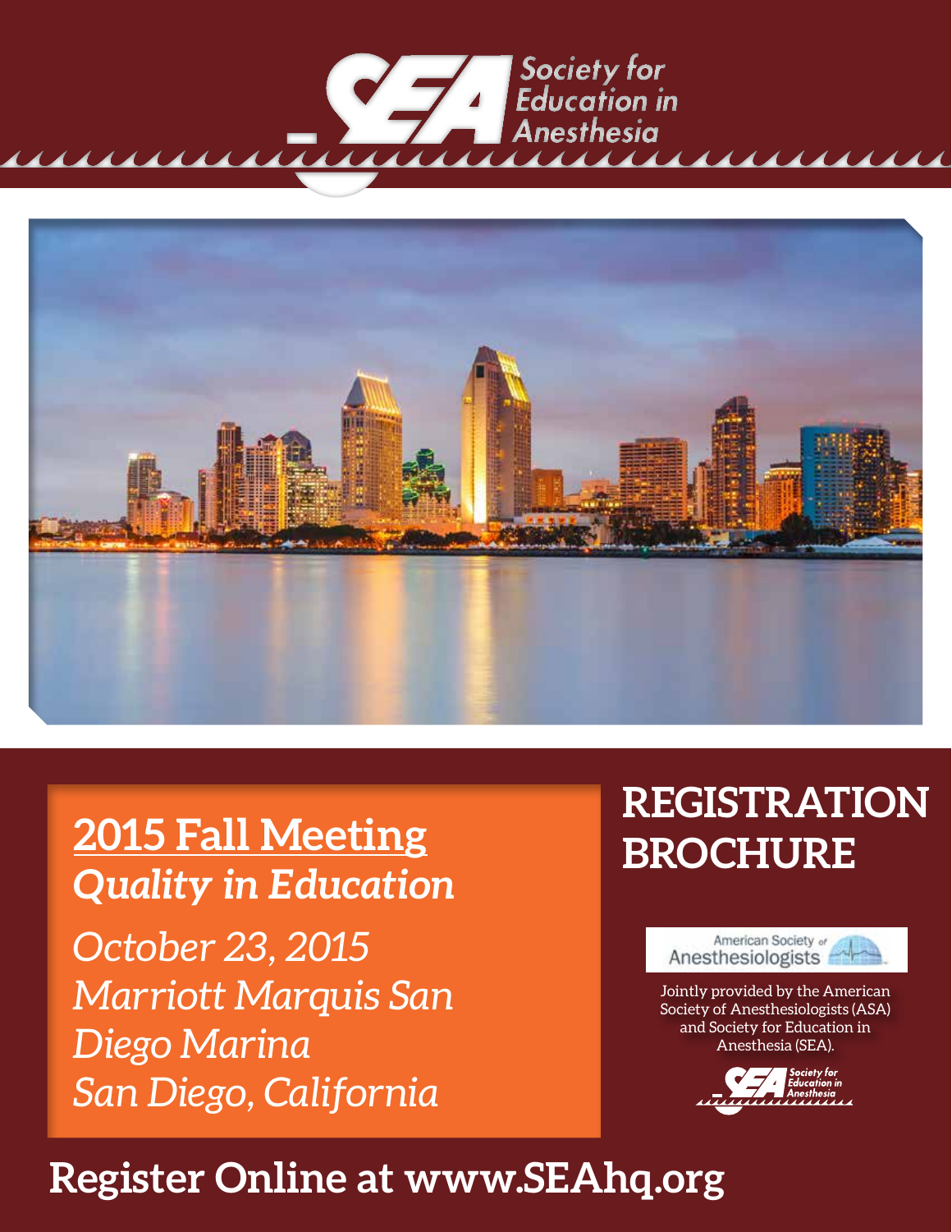Society for Education in Anesthesia

# 2015 Fall Meeting

## *Quality in Education*

*October 23, 2015*
*Marriott Marquis San Diego Marina*
*San Diego, California*

# REGISTRATION BROCHURE

American Society of Anesthesiologists

Jointly provided by the American Society of Anesthesiologists (ASA) and Society for Education in Anesthesia (SEA).

Society for Education in Anesthesia

## Register Online at www.SEAhq.org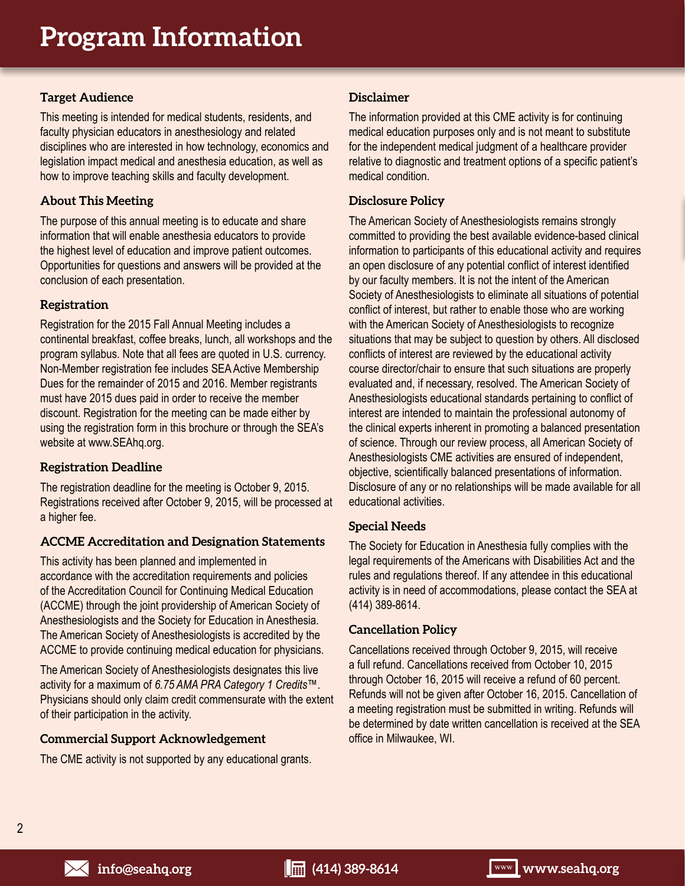# Program Information

## Target Audience

This meeting is intended for medical students, residents, and faculty physician educators in anesthesiology and related disciplines who are interested in how technology, economics and legislation impact medical and anesthesia education, as well as how to improve teaching skills and faculty development.

## About This Meeting

The purpose of this annual meeting is to educate and share information that will enable anesthesia educators to provide the highest level of education and improve patient outcomes. Opportunities for questions and answers will be provided at the conclusion of each presentation.

## Registration

Registration for the 2015 Fall Annual Meeting includes a continental breakfast, coffee breaks, lunch, all workshops and the program syllabus. Note that all fees are quoted in U.S. currency. Non-Member registration fee includes SEA Active Membership Dues for the remainder of 2015 and 2016. Member registrants must have 2015 dues paid in order to receive the member discount. Registration for the meeting can be made either by using the registration form in this brochure or through the SEA's website at www.SEAhq.org.

## Registration Deadline

The registration deadline for the meeting is October 9, 2015. Registrations received after October 9, 2015, will be processed at a higher fee.

## ACCME Accreditation and Designation Statements

This activity has been planned and implemented in accordance with the accreditation requirements and policies of the Accreditation Council for Continuing Medical Education (ACCME) through the joint providership of American Society of Anesthesiologists and the Society for Education in Anesthesia. The American Society of Anesthesiologists is accredited by the ACCME to provide continuing medical education for physicians.

The American Society of Anesthesiologists designates this live activity for a maximum of *6.75 AMA PRA Category 1 Credits™*. Physicians should only claim credit commensurate with the extent of their participation in the activity.

## Commercial Support Acknowledgement

The CME activity is not supported by any educational grants.

## Disclaimer

The information provided at this CME activity is for continuing medical education purposes only and is not meant to substitute for the independent medical judgment of a healthcare provider relative to diagnostic and treatment options of a specific patient's medical condition.

## Disclosure Policy

The American Society of Anesthesiologists remains strongly committed to providing the best available evidence-based clinical information to participants of this educational activity and requires an open disclosure of any potential conflict of interest identified by our faculty members. It is not the intent of the American Society of Anesthesiologists to eliminate all situations of potential conflict of interest, but rather to enable those who are working with the American Society of Anesthesiologists to recognize situations that may be subject to question by others. All disclosed conflicts of interest are reviewed by the educational activity course director/chair to ensure that such situations are properly evaluated and, if necessary, resolved. The American Society of Anesthesiologists educational standards pertaining to conflict of interest are intended to maintain the professional autonomy of the clinical experts inherent in promoting a balanced presentation of science. Through our review process, all American Society of Anesthesiologists CME activities are ensured of independent, objective, scientifically balanced presentations of information. Disclosure of any or no relationships will be made available for all educational activities.

## Special Needs

The Society for Education in Anesthesia fully complies with the legal requirements of the Americans with Disabilities Act and the rules and regulations thereof. If any attendee in this educational activity is in need of accommodations, please contact the SEA at (414) 389-8614.

## Cancellation Policy

Cancellations received through October 9, 2015, will receive a full refund. Cancellations received from October 10, 2015 through October 16, 2015 will receive a refund of 60 percent. Refunds will not be given after October 16, 2015. Cancellation of a meeting registration must be submitted in writing. Refunds will be determined by date written cancellation is received at the SEA office in Milwaukee, WI.

info@seahq.org | (414) 389-8614 | www.seahq.org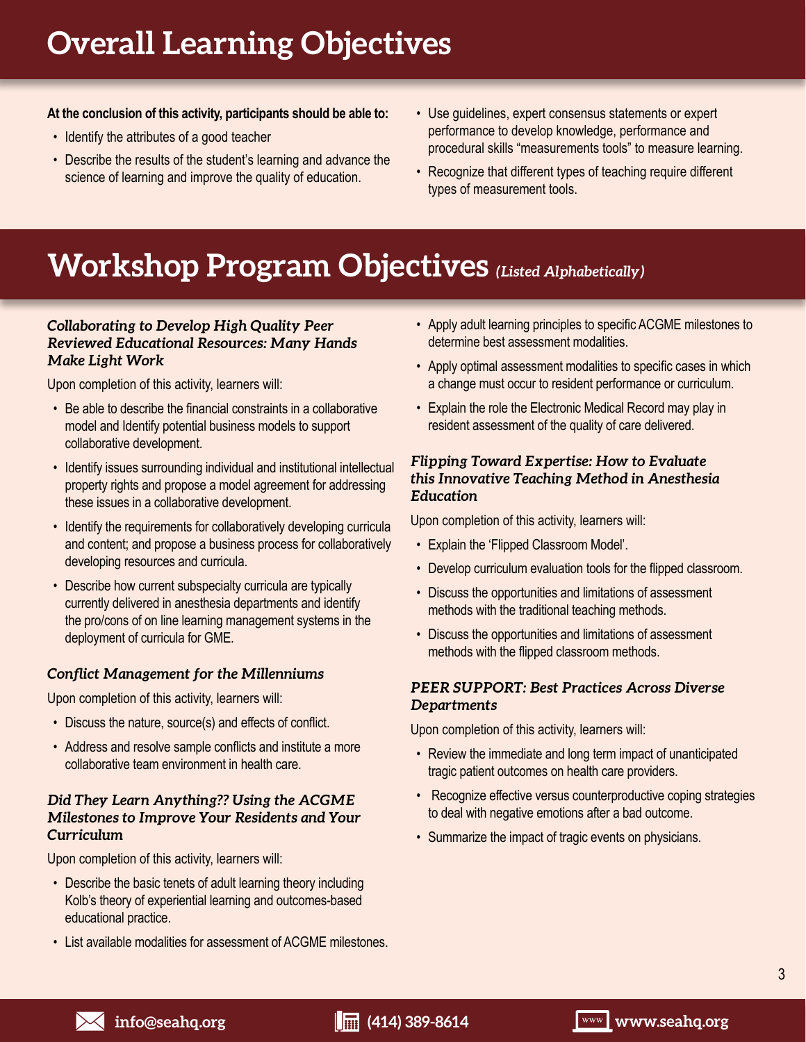# Overall Learning Objectives

**At the conclusion of this activity, participants should be able to:**

- Identify the attributes of a good teacher
- Describe the results of the student's learning and advance the science of learning and improve the quality of education.
- Use guidelines, expert consensus statements or expert performance to develop knowledge, performance and procedural skills "measurements tools" to measure learning.
- Recognize that different types of teaching require different types of measurement tools.

# Workshop Program Objectives *(Listed Alphabetically)*

### *Collaborating to Develop High Quality Peer Reviewed Educational Resources: Many Hands Make Light Work*

Upon completion of this activity, learners will:

- Be able to describe the financial constraints in a collaborative model and Identify potential business models to support collaborative development.
- Identify issues surrounding individual and institutional intellectual property rights and propose a model agreement for addressing these issues in a collaborative development.
- Identify the requirements for collaboratively developing curricula and content; and propose a business process for collaboratively developing resources and curricula.
- Describe how current subspecialty curricula are typically currently delivered in anesthesia departments and identify the pro/cons of on line learning management systems in the deployment of curricula for GME.

### *Conflict Management for the Millenniums*

Upon completion of this activity, learners will:

- Discuss the nature, source(s) and effects of conflict.
- Address and resolve sample conflicts and institute a more collaborative team environment in health care.

### *Did They Learn Anything?? Using the ACGME Milestones to Improve Your Residents and Your Curriculum*

Upon completion of this activity, learners will:

- Describe the basic tenets of adult learning theory including Kolb's theory of experiential learning and outcomes-based educational practice.
- List available modalities for assessment of ACGME milestones.
- Apply adult learning principles to specific ACGME milestones to determine best assessment modalities.
- Apply optimal assessment modalities to specific cases in which a change must occur to resident performance or curriculum.
- Explain the role the Electronic Medical Record may play in resident assessment of the quality of care delivered.

### *Flipping Toward Expertise: How to Evaluate this Innovative Teaching Method in Anesthesia Education*

Upon completion of this activity, learners will:

- Explain the 'Flipped Classroom Model'.
- Develop curriculum evaluation tools for the flipped classroom.
- Discuss the opportunities and limitations of assessment methods with the traditional teaching methods.
- Discuss the opportunities and limitations of assessment methods with the flipped classroom methods.

### *PEER SUPPORT: Best Practices Across Diverse Departments*

Upon completion of this activity, learners will:

- Review the immediate and long term impact of unanticipated tragic patient outcomes on health care providers.
- Recognize effective versus counterproductive coping strategies to deal with negative emotions after a bad outcome.
- Summarize the impact of tragic events on physicians.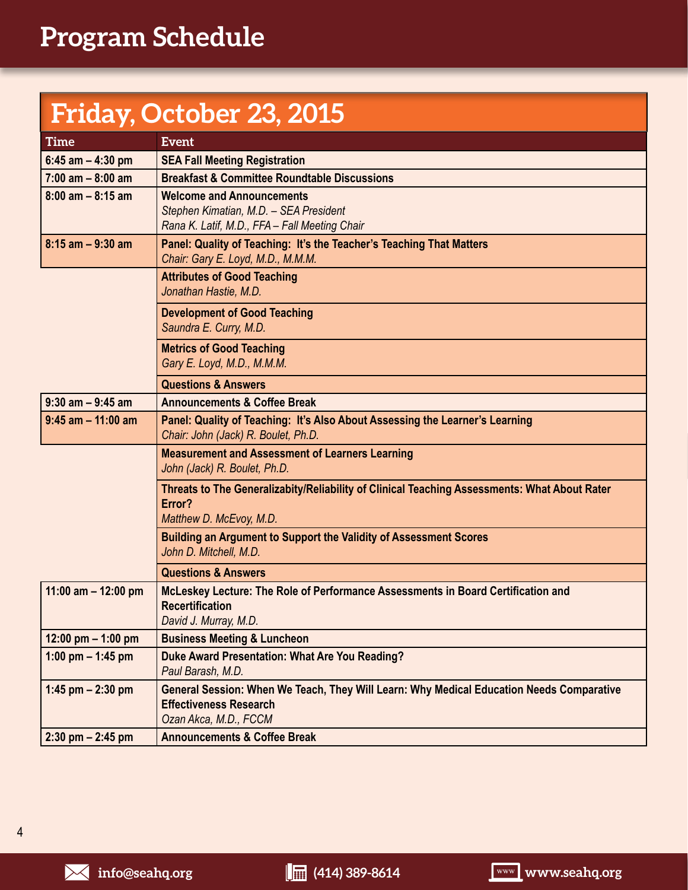# Program Schedule

## Friday, October 23, 2015

| Time | Event |
|---|---|
| 6:45 am – 4:30 pm | **SEA Fall Meeting Registration** |
| 7:00 am – 8:00 am | **Breakfast & Committee Roundtable Discussions** |
| 8:00 am – 8:15 am | **Welcome and Announcements**<br>*Stephen Kimatian, M.D. – SEA President*<br>*Rana K. Latif, M.D., FFA – Fall Meeting Chair* |
| 8:15 am – 9:30 am | **Panel: Quality of Teaching: It's the Teacher's Teaching That Matters**<br>*Chair: Gary E. Loyd, M.D., M.M.M.* |
| | **Attributes of Good Teaching**<br>*Jonathan Hastie, M.D.* |
| | **Development of Good Teaching**<br>*Saundra E. Curry, M.D.* |
| | **Metrics of Good Teaching**<br>*Gary E. Loyd, M.D., M.M.M.* |
| | **Questions & Answers** |
| 9:30 am – 9:45 am | **Announcements & Coffee Break** |
| 9:45 am – 11:00 am | **Panel: Quality of Teaching: It's Also About Assessing the Learner's Learning**<br>*Chair: John (Jack) R. Boulet, Ph.D.* |
| | **Measurement and Assessment of Learners Learning**<br>*John (Jack) R. Boulet, Ph.D.* |
| | **Threats to The Generalizabity/Reliability of Clinical Teaching Assessments: What About Rater Error?**<br>*Matthew D. McEvoy, M.D.* |
| | **Building an Argument to Support the Validity of Assessment Scores**<br>*John D. Mitchell, M.D.* |
| | **Questions & Answers** |
| 11:00 am – 12:00 pm | **McLeskey Lecture: The Role of Performance Assessments in Board Certification and Recertification**<br>*David J. Murray, M.D.* |
| 12:00 pm – 1:00 pm | **Business Meeting & Luncheon** |
| 1:00 pm – 1:45 pm | **Duke Award Presentation: What Are You Reading?**<br>*Paul Barash, M.D.* |
| 1:45 pm – 2:30 pm | **General Session: When We Teach, They Will Learn: Why Medical Education Needs Comparative Effectiveness Research**<br>*Ozan Akca, M.D., FCCM* |
| 2:30 pm – 2:45 pm | **Announcements & Coffee Break** |

info@seahq.org | (414) 389-8614 | www.seahq.org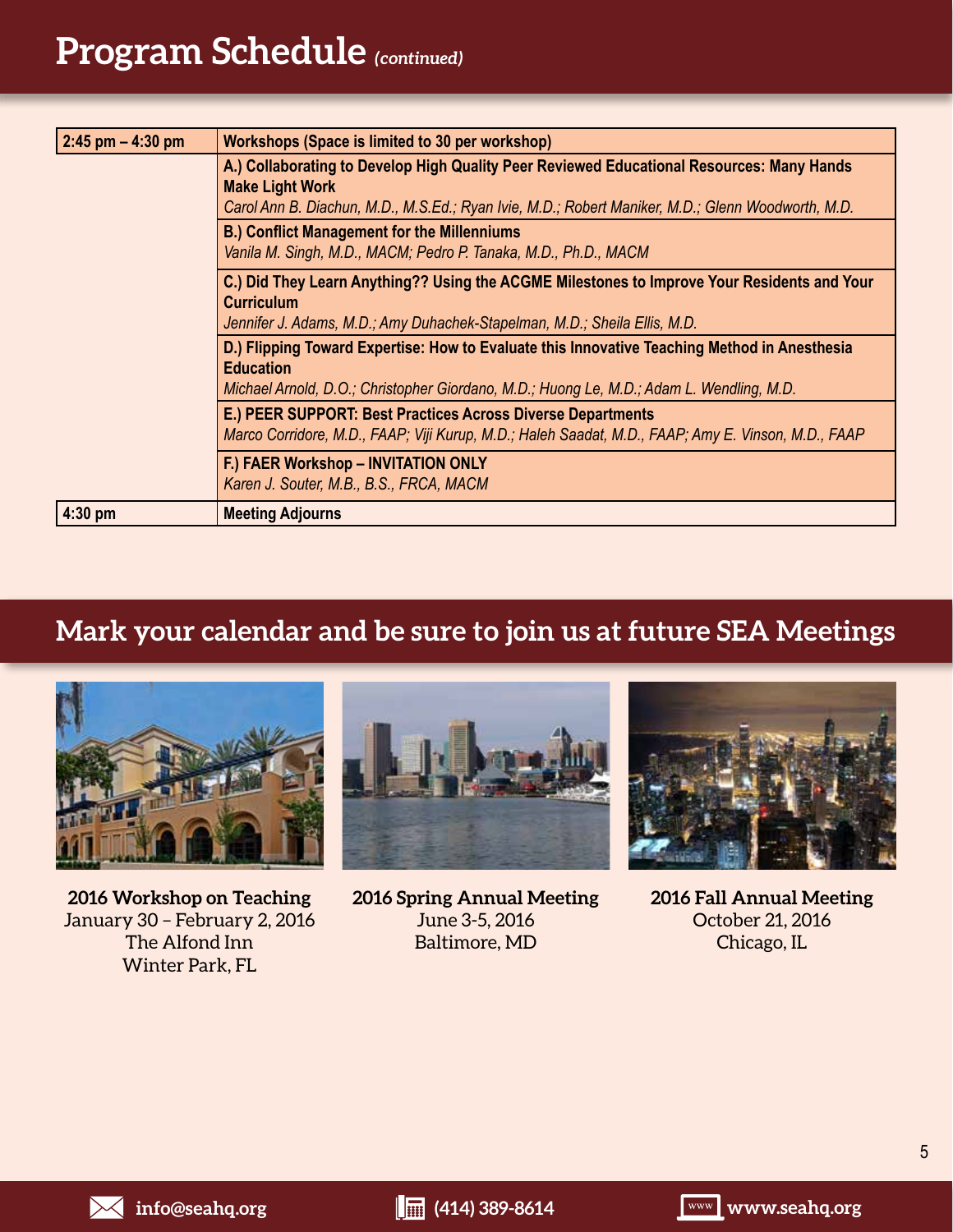# Program Schedule *(continued)*

| Time | Session |
|---|---|
| **2:45 pm – 4:30 pm** | **Workshops (Space is limited to 30 per workshop)** |
| | **A.) Collaborating to Develop High Quality Peer Reviewed Educational Resources: Many Hands Make Light Work** *Carol Ann B. Diachun, M.D., M.S.Ed.; Ryan Ivie, M.D.; Robert Maniker, M.D.; Glenn Woodworth, M.D.* |
| | **B.) Conflict Management for the Millenniums** *Vanila M. Singh, M.D., MACM; Pedro P. Tanaka, M.D., Ph.D., MACM* |
| | **C.) Did They Learn Anything?? Using the ACGME Milestones to Improve Your Residents and Your Curriculum** *Jennifer J. Adams, M.D.; Amy Duhachek-Stapelman, M.D.; Sheila Ellis, M.D.* |
| | **D.) Flipping Toward Expertise: How to Evaluate this Innovative Teaching Method in Anesthesia Education** *Michael Arnold, D.O.; Christopher Giordano, M.D.; Huong Le, M.D.; Adam L. Wendling, M.D.* |
| | **E.) PEER SUPPORT: Best Practices Across Diverse Departments** *Marco Corridore, M.D., FAAP; Viji Kurup, M.D.; Haleh Saadat, M.D., FAAP; Amy E. Vinson, M.D., FAAP* |
| | **F.) FAER Workshop – INVITATION ONLY** *Karen J. Souter, M.B., B.S., FRCA, MACM* |
| **4:30 pm** | **Meeting Adjourns** |

## Mark your calendar and be sure to join us at future SEA Meetings

**2016 Workshop on Teaching**
January 30 – February 2, 2016
The Alfond Inn
Winter Park, FL

**2016 Spring Annual Meeting**
June 3-5, 2016
Baltimore, MD

**2016 Fall Annual Meeting**
October 21, 2016
Chicago, IL

info@seahq.org | (414) 389-8614 | www.seahq.org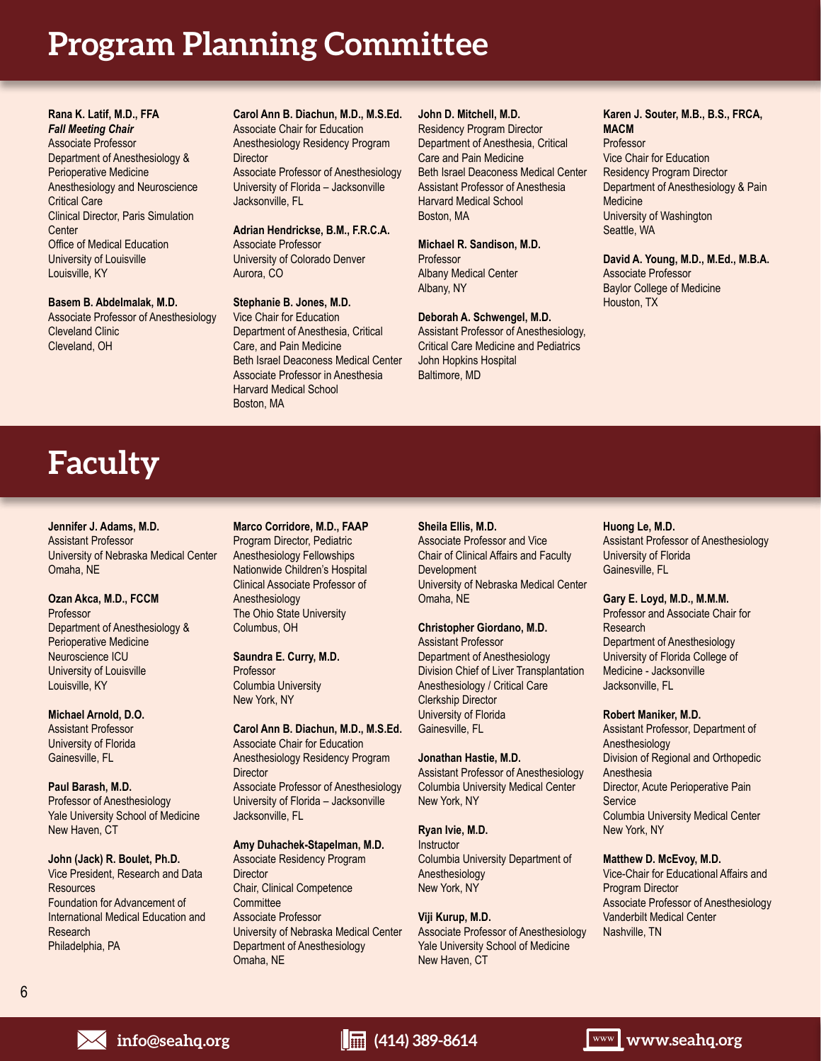# Program Planning Committee

**Rana K. Latif, M.D., FFA**
***Fall Meeting Chair***
Associate Professor
Department of Anesthesiology & Perioperative Medicine
Anesthesiology and Neuroscience Critical Care
Clinical Director, Paris Simulation Center
Office of Medical Education
University of Louisville
Louisville, KY

**Basem B. Abdelmalak, M.D.**
Associate Professor of Anesthesiology
Cleveland Clinic
Cleveland, OH

**Carol Ann B. Diachun, M.D., M.S.Ed.**
Associate Chair for Education
Anesthesiology Residency Program Director
Associate Professor of Anesthesiology
University of Florida – Jacksonville
Jacksonville, FL

**Adrian Hendrickse, B.M., F.R.C.A.**
Associate Professor
University of Colorado Denver
Aurora, CO

**Stephanie B. Jones, M.D.**
Vice Chair for Education
Department of Anesthesia, Critical Care, and Pain Medicine
Beth Israel Deaconess Medical Center
Associate Professor in Anesthesia
Harvard Medical School
Boston, MA

**John D. Mitchell, M.D.**
Residency Program Director
Department of Anesthesia, Critical Care and Pain Medicine
Beth Israel Deaconess Medical Center
Assistant Professor of Anesthesia
Harvard Medical School
Boston, MA

**Michael R. Sandison, M.D.**
Professor
Albany Medical Center
Albany, NY

**Deborah A. Schwengel, M.D.**
Assistant Professor of Anesthesiology, Critical Care Medicine and Pediatrics
John Hopkins Hospital
Baltimore, MD

**Karen J. Souter, M.B., B.S., FRCA, MACM**
Professor
Vice Chair for Education
Residency Program Director
Department of Anesthesiology & Pain Medicine
University of Washington
Seattle, WA

**David A. Young, M.D., M.Ed., M.B.A.**
Associate Professor
Baylor College of Medicine
Houston, TX

# Faculty

**Jennifer J. Adams, M.D.**
Assistant Professor
University of Nebraska Medical Center
Omaha, NE

**Ozan Akca, M.D., FCCM**
Professor
Department of Anesthesiology & Perioperative Medicine
Neuroscience ICU
University of Louisville
Louisville, KY

**Michael Arnold, D.O.**
Assistant Professor
University of Florida
Gainesville, FL

**Paul Barash, M.D.**
Professor of Anesthesiology
Yale University School of Medicine
New Haven, CT

**John (Jack) R. Boulet, Ph.D.**
Vice President, Research and Data Resources
Foundation for Advancement of International Medical Education and Research
Philadelphia, PA

**Marco Corridore, M.D., FAAP**
Program Director, Pediatric Anesthesiology Fellowships
Nationwide Children's Hospital
Clinical Associate Professor of Anesthesiology
The Ohio State University
Columbus, OH

**Saundra E. Curry, M.D.**
Professor
Columbia University
New York, NY

**Carol Ann B. Diachun, M.D., M.S.Ed.**
Associate Chair for Education
Anesthesiology Residency Program Director
Associate Professor of Anesthesiology
University of Florida – Jacksonville
Jacksonville, FL

**Amy Duhachek-Stapelman, M.D.**
Associate Residency Program Director
Chair, Clinical Competence Committee
Associate Professor
University of Nebraska Medical Center
Department of Anesthesiology
Omaha, NE

**Sheila Ellis, M.D.**
Associate Professor and Vice Chair of Clinical Affairs and Faculty Development
University of Nebraska Medical Center
Omaha, NE

**Christopher Giordano, M.D.**
Assistant Professor
Department of Anesthesiology
Division Chief of Liver Transplantation Anesthesiology / Critical Care
Clerkship Director
University of Florida
Gainesville, FL

**Jonathan Hastie, M.D.**
Assistant Professor of Anesthesiology
Columbia University Medical Center
New York, NY

**Ryan Ivie, M.D.**
Instructor
Columbia University Department of Anesthesiology
New York, NY

**Viji Kurup, M.D.**
Associate Professor of Anesthesiology
Yale University School of Medicine
New Haven, CT

**Huong Le, M.D.**
Assistant Professor of Anesthesiology
University of Florida
Gainesville, FL

**Gary E. Loyd, M.D., M.M.M.**
Professor and Associate Chair for Research
Department of Anesthesiology
University of Florida College of Medicine - Jacksonville
Jacksonville, FL

**Robert Maniker, M.D.**
Assistant Professor, Department of Anesthesiology
Division of Regional and Orthopedic Anesthesia
Director, Acute Perioperative Pain Service
Columbia University Medical Center
New York, NY

**Matthew D. McEvoy, M.D.**
Vice-Chair for Educational Affairs and Program Director
Associate Professor of Anesthesiology
Vanderbilt Medical Center
Nashville, TN

info@seahq.org | (414) 389-8614 | www.seahq.org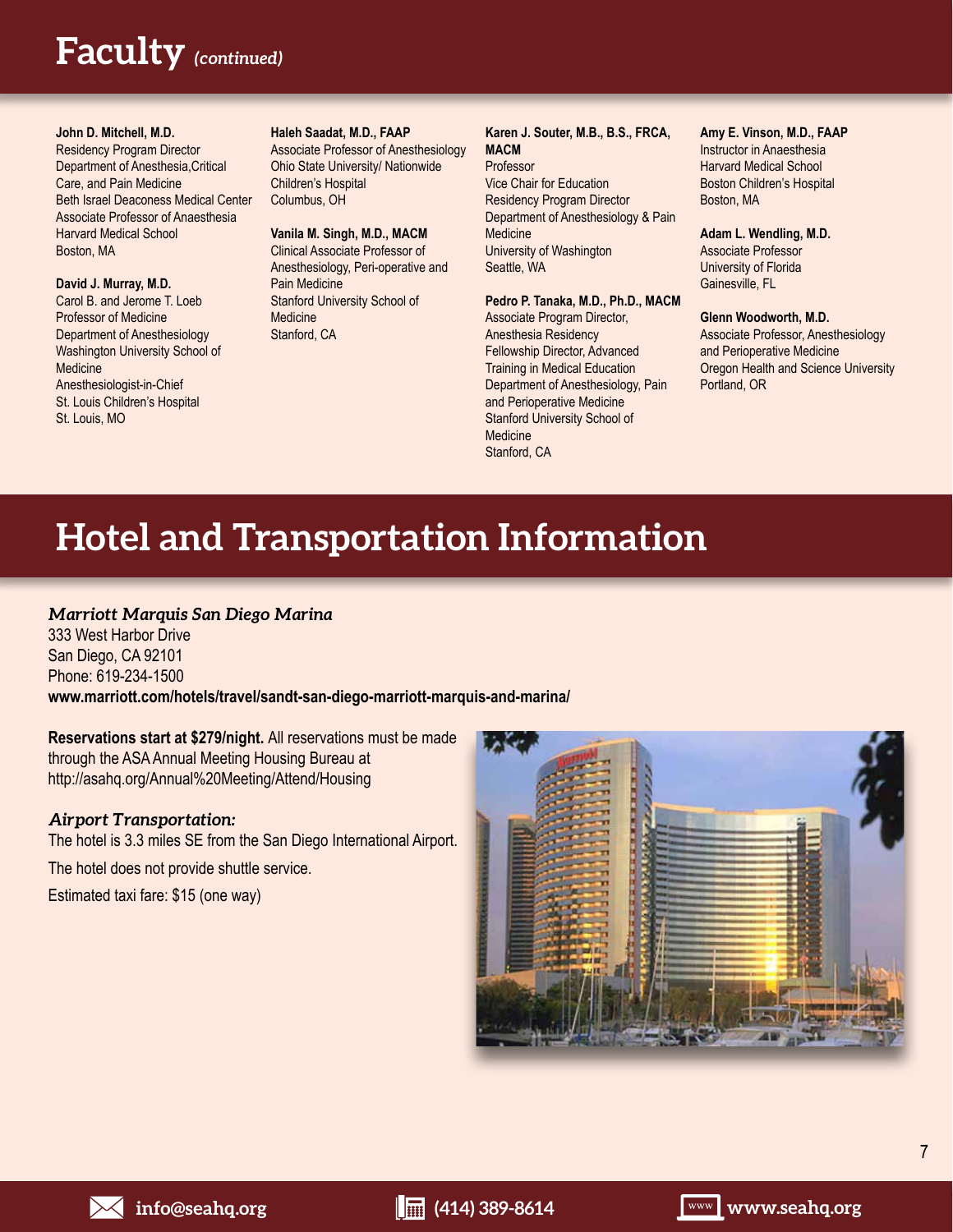# Faculty *(continued)*

**John D. Mitchell, M.D.**
Residency Program Director
Department of Anesthesia,Critical Care, and Pain Medicine
Beth Israel Deaconess Medical Center
Associate Professor of Anaesthesia
Harvard Medical School
Boston, MA

**David J. Murray, M.D.**
Carol B. and Jerome T. Loeb Professor of Medicine
Department of Anesthesiology
Washington University School of Medicine
Anesthesiologist-in-Chief
St. Louis Children's Hospital
St. Louis, MO

**Haleh Saadat, M.D., FAAP**
Associate Professor of Anesthesiology
Ohio State University/ Nationwide Children's Hospital
Columbus, OH

**Vanila M. Singh, M.D., MACM**
Clinical Associate Professor of Anesthesiology, Peri-operative and Pain Medicine
Stanford University School of Medicine
Stanford, CA

**Karen J. Souter, M.B., B.S., FRCA, MACM**
Professor
Vice Chair for Education
Residency Program Director
Department of Anesthesiology & Pain Medicine
University of Washington
Seattle, WA

**Pedro P. Tanaka, M.D., Ph.D., MACM**
Associate Program Director, Anesthesia Residency
Fellowship Director, Advanced Training in Medical Education
Department of Anesthesiology, Pain and Perioperative Medicine
Stanford University School of Medicine
Stanford, CA

**Amy E. Vinson, M.D., FAAP**
Instructor in Anaesthesia
Harvard Medical School
Boston Children's Hospital
Boston, MA

**Adam L. Wendling, M.D.**
Associate Professor
University of Florida
Gainesville, FL

**Glenn Woodworth, M.D.**
Associate Professor, Anesthesiology and Perioperative Medicine
Oregon Health and Science University
Portland, OR

# Hotel and Transportation Information

*Marriott Marquis San Diego Marina*
333 West Harbor Drive
San Diego, CA 92101
Phone: 619-234-1500
**www.marriott.com/hotels/travel/sandt-san-diego-marriott-marquis-and-marina/**

**Reservations start at $279/night.** All reservations must be made through the ASA Annual Meeting Housing Bureau at http://asahq.org/Annual%20Meeting/Attend/Housing

*Airport Transportation:*
The hotel is 3.3 miles SE from the San Diego International Airport.

The hotel does not provide shuttle service.

Estimated taxi fare: $15 (one way)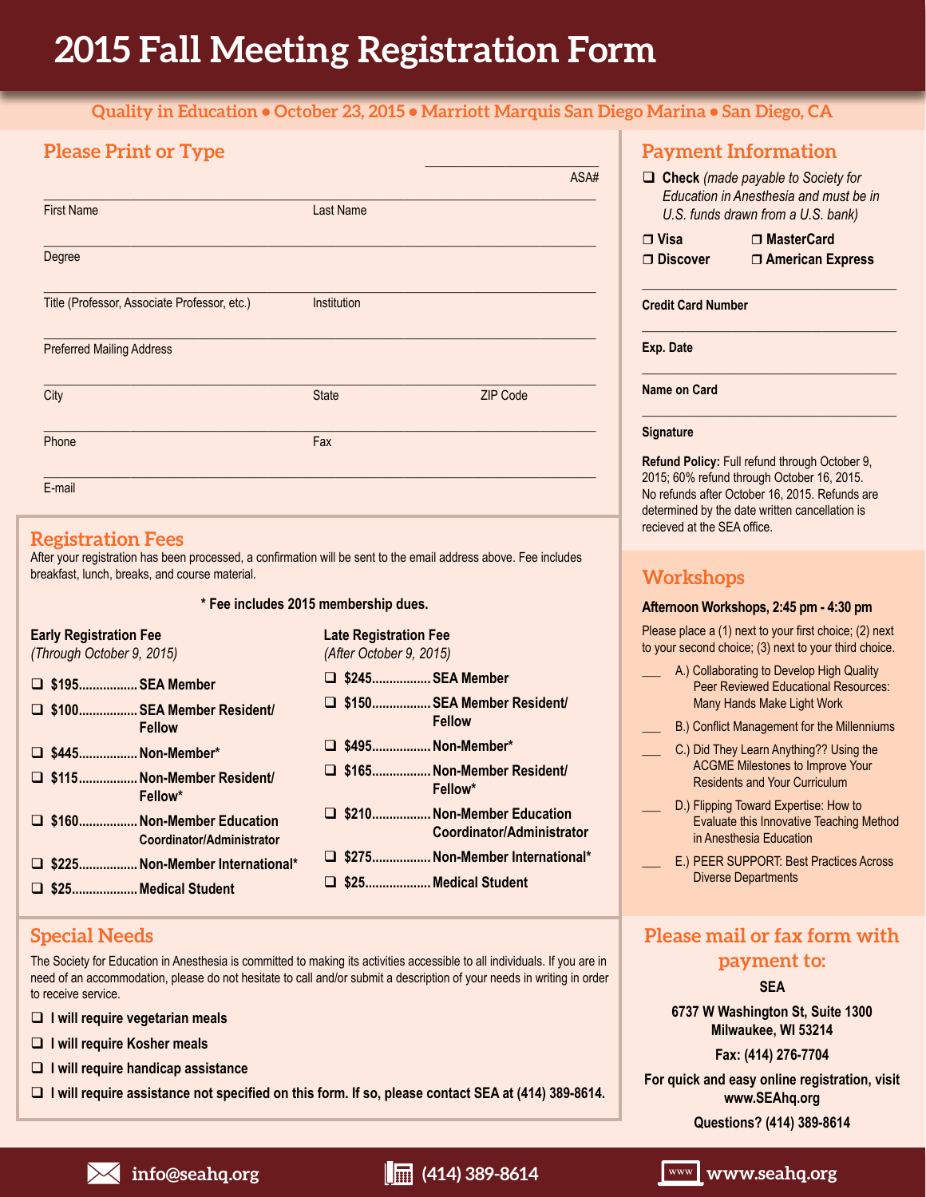# 2015 Fall Meeting Registration Form

**Quality in Education • October 23, 2015 • Marriott Marquis San Diego Marina • San Diego, CA**

## Please Print or Type

ASA#

First Name | Last Name

Degree

Title (Professor, Associate Professor, etc.) | Institution

Preferred Mailing Address

City | State | ZIP Code

Phone | Fax

E-mail

## Registration Fees

After your registration has been processed, a confirmation will be sent to the email address above. Fee includes breakfast, lunch, breaks, and course material.

**\* Fee includes 2015 membership dues.**

**Early Registration Fee**
*(Through October 9, 2015)*

- ❑ **$195................. SEA Member**
- ❑ **$100................. SEA Member Resident/ Fellow**
- ❑ **$445................. Non-Member\***
- ❑ **$115................. Non-Member Resident/ Fellow\***
- ❑ **$160................. Non-Member Education Coordinator/Administrator**
- ❑ **$225................. Non-Member International\***
- ❑ **$25................... Medical Student**

**Late Registration Fee**
*(After October 9, 2015)*

- ❑ **$245................. SEA Member**
- ❑ **$150................. SEA Member Resident/ Fellow**
- ❑ **$495................. Non-Member\***
- ❑ **$165................. Non-Member Resident/ Fellow\***
- ❑ **$210................. Non-Member Education Coordinator/Administrator**
- ❑ **$275................. Non-Member International\***
- ❑ **$25................... Medical Student**

## Special Needs

The Society for Education in Anesthesia is committed to making its activities accessible to all individuals. If you are in need of an accommodation, please do not hesitate to call and/or submit a description of your needs in writing in order to receive service.

- ❑ **I will require vegetarian meals**
- ❑ **I will require Kosher meals**
- ❑ **I will require handicap assistance**
- ❑ **I will require assistance not specified on this form. If so, please contact SEA at (414) 389-8614.**

## Payment Information

❑ **Check** *(made payable to Society for Education in Anesthesia and must be in U.S. funds drawn from a U.S. bank)*

❑ **Visa** ❑ **MasterCard**
❑ **Discover** ❑ **American Express**

**Credit Card Number**

**Exp. Date**

**Name on Card**

**Signature**

**Refund Policy:** Full refund through October 9, 2015; 60% refund through October 16, 2015. No refunds after October 16, 2015. Refunds are determined by the date written cancellation is recieved at the SEA office.

## Workshops

**Afternoon Workshops, 2:45 pm - 4:30 pm**

Please place a (1) next to your first choice; (2) next to your second choice; (3) next to your third choice.

___ A.) Collaborating to Develop High Quality Peer Reviewed Educational Resources: Many Hands Make Light Work

___ B.) Conflict Management for the Millenniums

___ C.) Did They Learn Anything?? Using the ACGME Milestones to Improve Your Residents and Your Curriculum

___ D.) Flipping Toward Expertise: How to Evaluate this Innovative Teaching Method in Anesthesia Education

___ E.) PEER SUPPORT: Best Practices Across Diverse Departments

## Please mail or fax form with payment to:

**SEA**

**6737 W Washington St, Suite 1300**
**Milwaukee, WI 53214**

**Fax: (414) 276-7704**

**For quick and easy online registration, visit www.SEAhq.org**

**Questions? (414) 389-8614**

**info@seahq.org** **(414) 389-8614** **www.seahq.org**